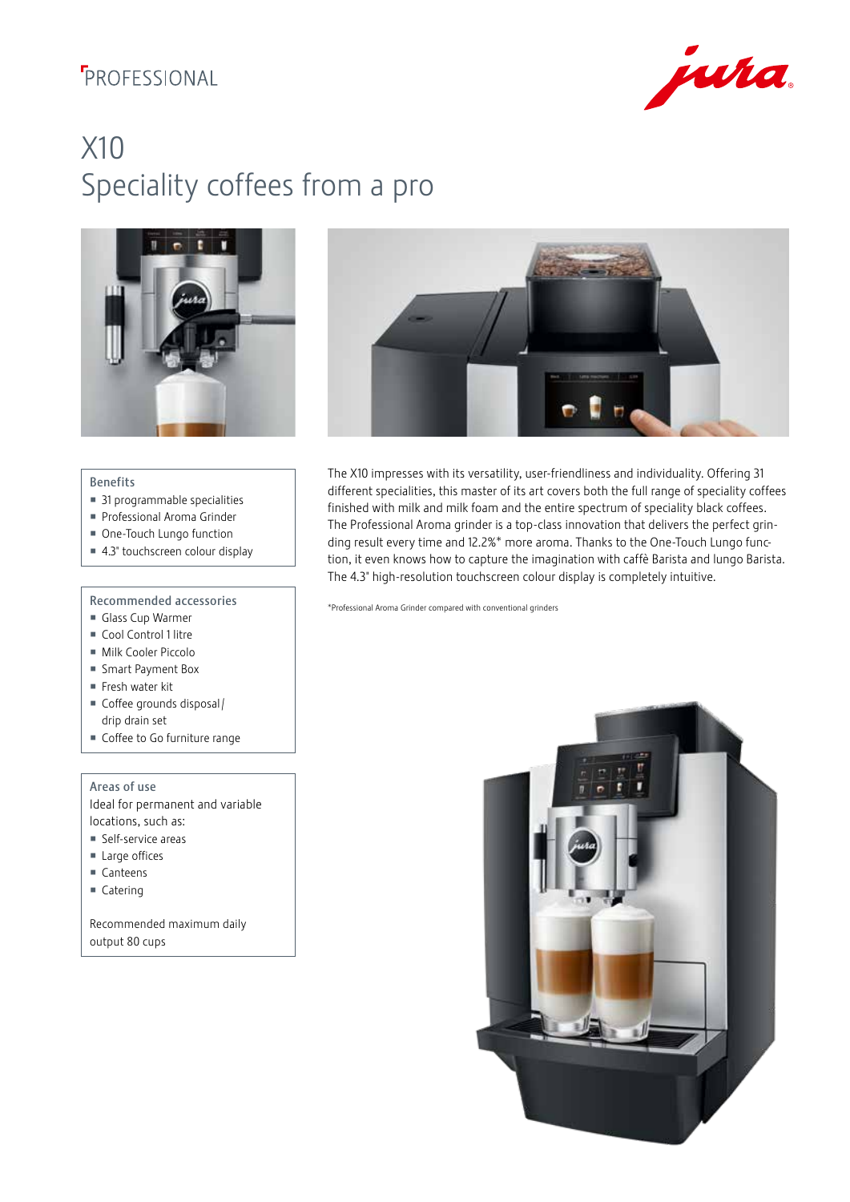PROFESSIONAL

# X10
## Speciality coffees from a pro

### Benefits

- 31 programmable specialities
- Professional Aroma Grinder
- One-Touch Lungo function
- 4.3" touchscreen colour display

### Recommended accessories

- Glass Cup Warmer
- Cool Control 1 litre
- Milk Cooler Piccolo
- Smart Payment Box
- Fresh water kit
- Coffee grounds disposal / drip drain set
- Coffee to Go furniture range

### Areas of use

Ideal for permanent and variable locations, such as:

- Self-service areas
- Large offices
- Canteens
- Catering

Recommended maximum daily output 80 cups

The X10 impresses with its versatility, user-friendliness and individuality. Offering 31 different specialities, this master of its art covers both the full range of speciality coffees finished with milk and milk foam and the entire spectrum of speciality black coffees. The Professional Aroma grinder is a top-class innovation that delivers the perfect grinding result every time and 12.2%* more aroma. Thanks to the One-Touch Lungo function, it even knows how to capture the imagination with caffè Barista and lungo Barista. The 4.3" high-resolution touchscreen colour display is completely intuitive.

*Professional Aroma Grinder compared with conventional grinders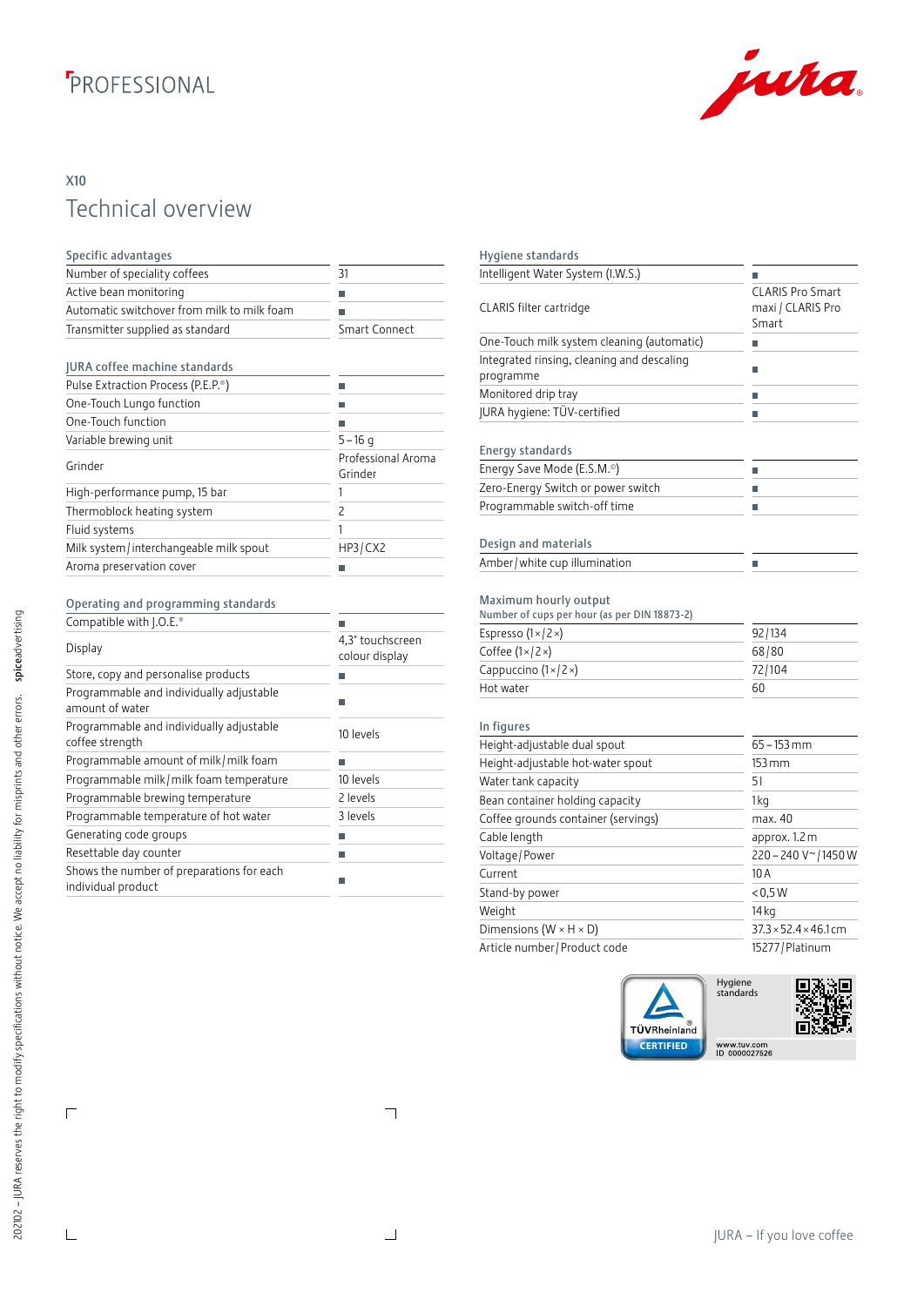PROFESSIONAL

jura

X10

# Technical overview

| Specific advantages | |
|---|---|
| Number of speciality coffees | 31 |
| Active bean monitoring | ■ |
| Automatic switchover from milk to milk foam | ■ |
| Transmitter supplied as standard | Smart Connect |

| JURA coffee machine standards | |
|---|---|
| Pulse Extraction Process (P.E.P.®) | ■ |
| One-Touch Lungo function | ■ |
| One-Touch function | ■ |
| Variable brewing unit | 5 – 16 g |
| Grinder | Professional Aroma Grinder |
| High-performance pump, 15 bar | 1 |
| Thermoblock heating system | 2 |
| Fluid systems | 1 |
| Milk system / interchangeable milk spout | HP3 / CX2 |
| Aroma preservation cover | ■ |

| Operating and programming standards | |
|---|---|
| Compatible with J.O.E.® | ■ |
| Display | 4,3" touchscreen colour display |
| Store, copy and personalise products | ■ |
| Programmable and individually adjustable amount of water | ■ |
| Programmable and individually adjustable coffee strength | 10 levels |
| Programmable amount of milk / milk foam | ■ |
| Programmable milk / milk foam temperature | 10 levels |
| Programmable brewing temperature | 2 levels |
| Programmable temperature of hot water | 3 levels |
| Generating code groups | ■ |
| Resettable day counter | ■ |
| Shows the number of preparations for each individual product | ■ |

| Hygiene standards | |
|---|---|
| Intelligent Water System (I.W.S.) | ■ |
| CLARIS filter cartridge | CLARIS Pro Smart maxi / CLARIS Pro Smart |
| One-Touch milk system cleaning (automatic) | ■ |
| Integrated rinsing, cleaning and descaling programme | ■ |
| Monitored drip tray | ■ |
| JURA hygiene: TÜV-certified | ■ |

| Energy standards | |
|---|---|
| Energy Save Mode (E.S.M.©) | ■ |
| Zero-Energy Switch or power switch | ■ |
| Programmable switch-off time | ■ |

| Design and materials | |
|---|---|
| Amber / white cup illumination | ■ |

| Maximum hourly output<br>Number of cups per hour (as per DIN 18873-2) | |
|---|---|
| Espresso (1 × / 2 ×) | 92 / 134 |
| Coffee (1 × / 2 ×) | 68 / 80 |
| Cappuccino (1 × / 2 ×) | 72 / 104 |
| Hot water | 60 |

| In figures | |
|---|---|
| Height-adjustable dual spout | 65 – 153 mm |
| Height-adjustable hot-water spout | 153 mm |
| Water tank capacity | 5 l |
| Bean container holding capacity | 1 kg |
| Coffee grounds container (servings) | max. 40 |
| Cable length | approx. 1.2 m |
| Voltage / Power | 220 – 240 V~ / 1450 W |
| Current | 10 A |
| Stand-by power | < 0,5 W |
| Weight | 14 kg |
| Dimensions (W × H × D) | 37.3 × 52.4 × 46.1 cm |
| Article number / Product code | 15277 / Platinum |

TÜVRheinland CERTIFIED
Hygiene standards
www.tuv.com
ID 0000027526

202102 – JURA reserves the right to modify specifications without notice. We accept no liability for misprints and other errors. spiceadvertising

JURA – If you love coffee